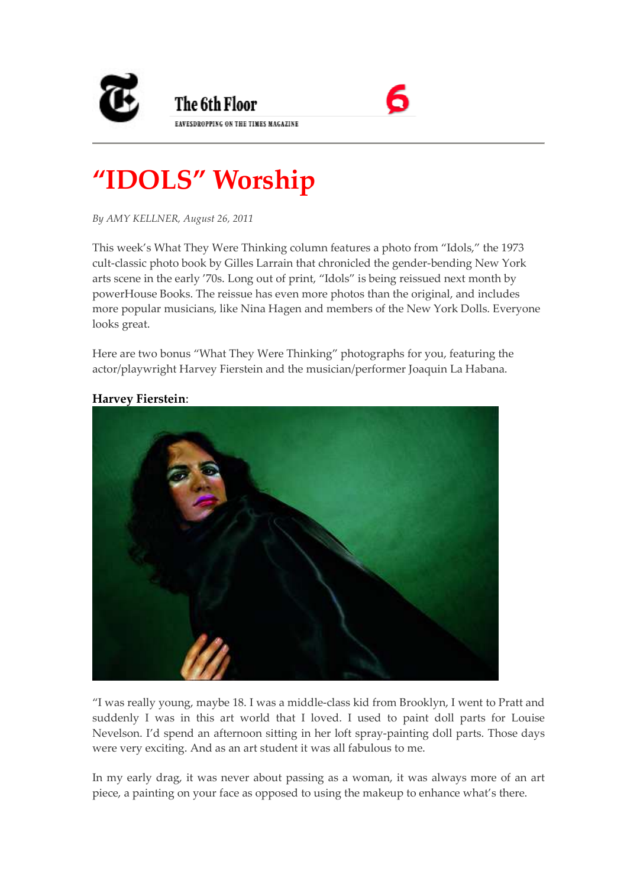The 6th Floor

EAVESDROPPING ON THE TIMES MAGAZINE

# "IDOLS" Worship

*By AMY KELLNER, August 26, 2011*

This week's What They Were Thinking column features a photo from "Idols," the 1973 cult-classic photo book by Gilles Larrain that chronicled the gender-bending New York arts scene in the early '70s. Long out of print, "Idols" is being reissued next month by powerHouse Books. The reissue has even more photos than the original, and includes more popular musicians, like Nina Hagen and members of the New York Dolls. Everyone looks great.

Here are two bonus "What They Were Thinking" photographs for you, featuring the actor/playwright Harvey Fierstein and the musician/performer Joaquin La Habana.

**Harvey Fierstein**:

"I was really young, maybe 18. I was a middle-class kid from Brooklyn, I went to Pratt and suddenly I was in this art world that I loved. I used to paint doll parts for Louise Nevelson. I'd spend an afternoon sitting in her loft spray-painting doll parts. Those days were very exciting. And as an art student it was all fabulous to me.

In my early drag, it was never about passing as a woman, it was always more of an art piece, a painting on your face as opposed to using the makeup to enhance what's there.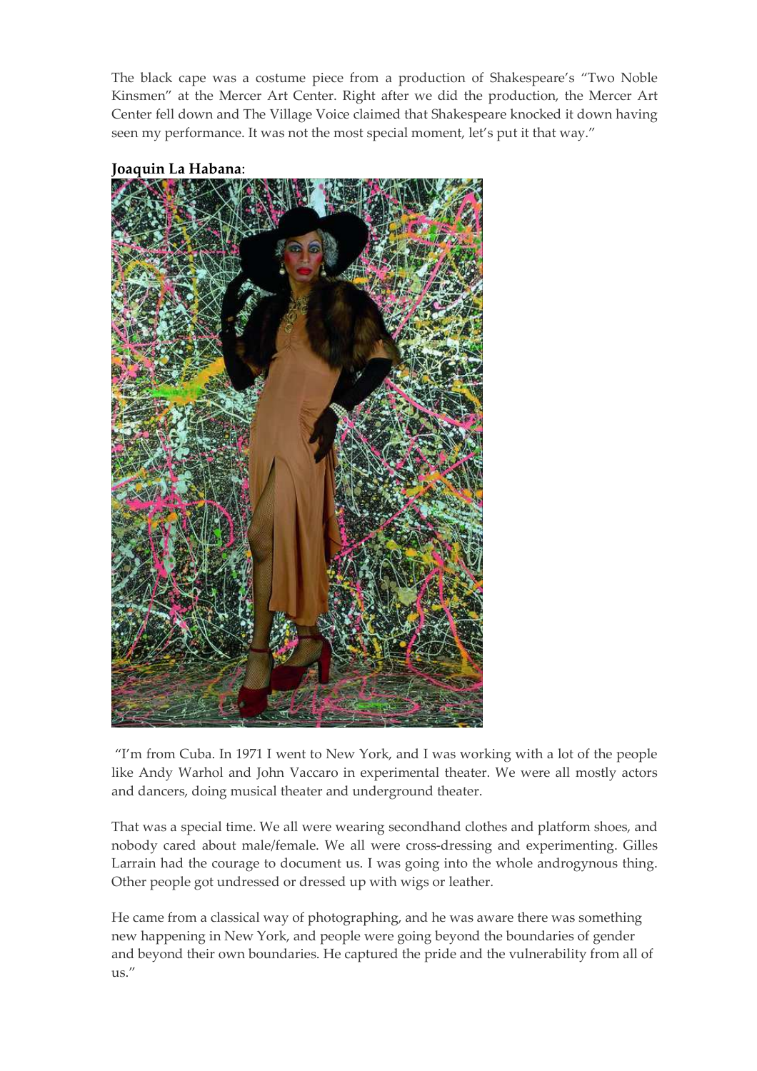The black cape was a costume piece from a production of Shakespeare's "Two Noble Kinsmen" at the Mercer Art Center. Right after we did the production, the Mercer Art Center fell down and The Village Voice claimed that Shakespeare knocked it down having seen my performance. It was not the most special moment, let's put it that way."

**Joaquin La Habana**:

"I'm from Cuba. In 1971 I went to New York, and I was working with a lot of the people like Andy Warhol and John Vaccaro in experimental theater. We were all mostly actors and dancers, doing musical theater and underground theater.

That was a special time. We all were wearing secondhand clothes and platform shoes, and nobody cared about male/female. We all were cross-dressing and experimenting. Gilles Larrain had the courage to document us. I was going into the whole androgynous thing. Other people got undressed or dressed up with wigs or leather.

He came from a classical way of photographing, and he was aware there was something new happening in New York, and people were going beyond the boundaries of gender and beyond their own boundaries. He captured the pride and the vulnerability from all of us."